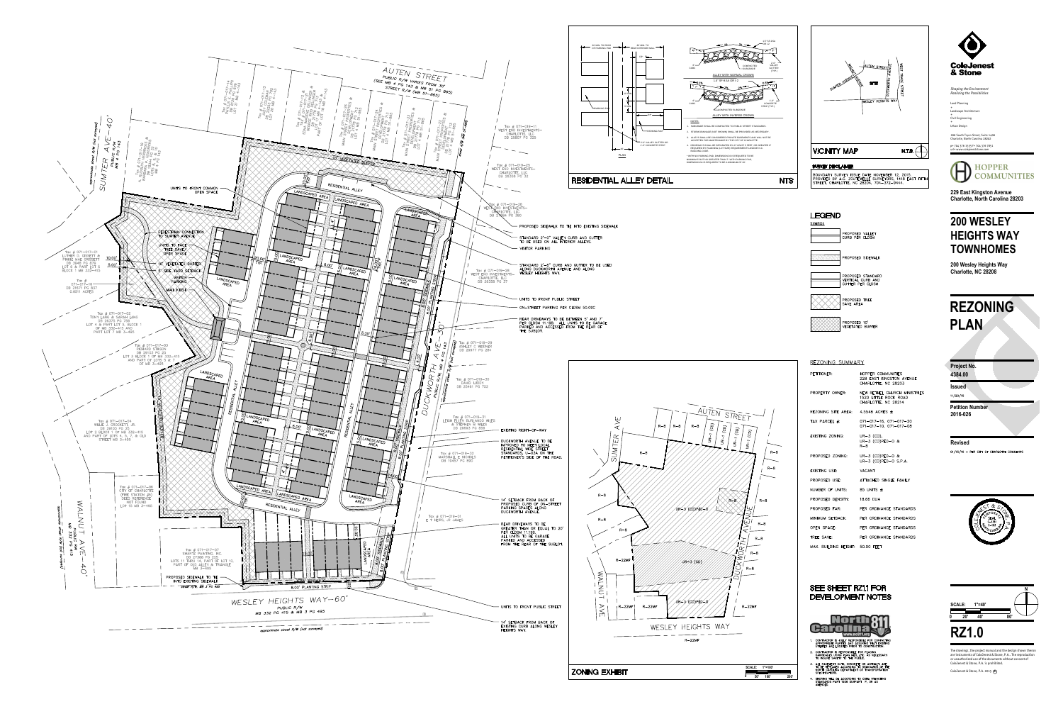# 200 WESLEY HEIGHTS WAY TOWNHOMES

200 Wesley Heights Way
Charlotte, NC 28208

## REZONING PLAN

**ColeJenest & Stone**

*Shaping the Environment*
*Realizing the Possibilities*

Land Planning
+
Landscape Architecture
+
Civil Engineering
+
Urban Design

200 South Tryon Street, Suite 1400
Charlotte, North Carolina 28202

**HOPPER COMMUNITIES**

229 East Kingston Avenue
Charlotte, North Carolina 28203

Project No.
4384.00

Issued
11/30/15

Petition Number
2016-026

Revised
01/15/16 – PER CITY OF CHARLOTTE COMMENTS

SCALE: 1"=40'

**RZ1.0**

The drawings, the project manual and the design shown theron are instruments of ColeJenest & Stone, P.A.. The reproduction or unauthorized use of the documents without consent of ColeJenest & Stone, P.A. is prohibited.

ColeJenest & Stone, P.A. 2015 ©

---

## SITE PLAN NOTES

- UNITS TO FRONT COMMON OPEN SPACE
- PEDESTRIAN CONNECTION TO SUMTER AVENUE
- UNITS TO FACE TREE SAVE/ OPEN SPACE
- 10' VEGETATED BUFFER
- 5' SIDE YARD SETBACK
- VISITOR PARKING
- MAIL KIOSK
- PROPOSED SIDEWALK TO TIE INTO EXISTING SIDEWALK
- STANDARD 2'-0" VALLEY CURB AND GUTTER TO BE USED ON ALL INTERIOR ALLEYS.
- VISITOR PARKING
- STANDARD 2'-6" CURB AND GUTTER TO BE USED ALONG DUCKWORTH AVENUE AND ALONG WESLEY HEIGHTS WAY.
- UNITS TO FRONT PUBLIC STREET
- ON-STREET PARKING PER CLDSM 50.09C
- REAR DRIVEWAYS TO BE BETWEEN 5' AND 7' PER CLDSM 11.19B. ALL UNITS TO BE GARAGE PARKED AND ACCESSED FROM THE REAR OF THE SUBLOT.
- EXISTING RIGHT-OF-WAY
- DUCKWORTH AVENUE TO BE IMPROVED TO MEET LOCAL RESIDENTIAL WIDE STREET STANDARDS, U-03A ON THE PETITIONER'S SIDE OF THE ROAD.
- 14' SETBACK FROM BACK OF PROPOSED CURB OF ON-STREET PARKING SPACES ALONG DUCKWORTH AVENUE.
- REAR DRIVEWAYS TO BE GREATER THAN OR EQUAL TO 20' PER CLDSM 11.19B. ALL UNITS TO BE GARAGE PARKED AND ACCESSED FROM THE REAR OF THE SUBLOT.
- PROPOSED SIDEWALK TO BE INTO EXISTING SIDEWALK
- UNITS TO FRONT PUBLIC STREET
- 14' SETBACK FROM BACK OF EXISTING CURB ALONG WESLEY HEIGHTS WAY.

AUTEN STREET — PUBLIC R/W VARIES FROM 30' (SEE MB 4 PG 143 & MB 51 PG 865)

SUMTER AVE–40' — PUBLIC R/W

DUCKWORTH AVE–30' — PUBLIC R/W

WALNUT AVE–40' — PUBLIC R/W

WESLEY HEIGHTS WAY–60' — PUBLIC R/W, MB 332 PG 415 & MB 3 PG 495

## RESIDENTIAL ALLEY DETAIL

NTS

ALLEY WITH NORMAL CROWN

ALLEY WITH INVERSE CROWN

## VICINITY MAP

N.T.S.

## SURVEY DISCLAIMER

BOUNDARY SURVEY ISSUE DATE NOVEMBER 12, 2015. PROVIDED BY A.G. ZOUTEWELLE SURVEYORS, 1418 EAST 5TH STREET, CHARLOTTE, NC 28204, 704-372-9444.

## LEGEND

| SYMBOL | |
|---|---|
| | PROPOSED VALLEY CURB PER CLDSM |
| | PROPOSED SIDEWALK |
| | PROPOSED STANDARD VERTICAL CURB AND GUTTER PER CLDSM |
| | PROPOSED TREE SAVE AREA |
| | PROPOSED 10' VEGETATED BUFFER |

## REZONING SUMMARY

| | |
|---|---|
| PETITIONER: | HOPPER COMMUNITIES 229 EAST KINGSTON AVENUE CHARLOTTE, NC 28203 |
| PROPERTY OWNER: | NEW BETHEL CHURCH MINISTRIES 1520 LITTLE ROCK ROAD CHARLOTTE, NC 28214 |
| REZONING SITE AREA: | 4.5548 ACRES ± |
| TAX PARCEL #: | 071-017-16, 071-017-20 071-017-10, 071-017-05 |
| EXISTING ZONING: | UR-3 (CD), UR-3 (CD)PED-O & R-8 |
| PROPOSED ZONING: | UR-3 (CD)PED-O & UR-3 (CD)PED-O S.P.A. |
| EXISTING USE: | VACANT |
| PROPOSED USE: | ATTACHED SINGLE FAMILY |
| NUMBER OF UNITS: | 85 UNITS ± |
| PROPOSED DENSITY: | 18.66 DUA |
| PROPOSED FAR: | PER ORDINANCE STANDARDS |
| MINIMUM SETBACK: | PER ORDINANCE STANDARDS |
| OPEN SPACE: | PER ORDINANCE STANDARDS |
| TREE SAVE: | PER ORDINANCE STANDARDS |
| MAX. BUILDING HEIGHT: | 50.00 FEET |

## ZONING EXHIBIT

SCALE: 1"=100'

## SEE SHEET RZ1.1 FOR DEVELOPMENT NOTES

1. CONTRACTOR IS FULLY RESPONSIBLE FOR CONTACTING APPROPRIATE PARTIES AND ASSURING THAT EXISTING UTILITIES ARE LOCATED PRIOR TO CONSTRUCTION.
2. CONTRACTOR IS RESPONSIBLE FOR PLACING BARRICADES USING FLASHERS, AS NECESSARY, TO INSURE SAFETY TO THE PUBLIC.
3. ALL PAVEMENT CUTS, CONCRETE OR ASPHALT ARE TO BE REPLACED ACCORDING TO STANDARDS OF THE NORTH CAROLINA DEPARTMENT OF TRANSPORTATION SPECIFICATIONS.
4. SHORING WILL BE ACCORDING TO OSHA TRENCHING STANDARDS PART 1926 SUBPART P, OR AS AMENDED.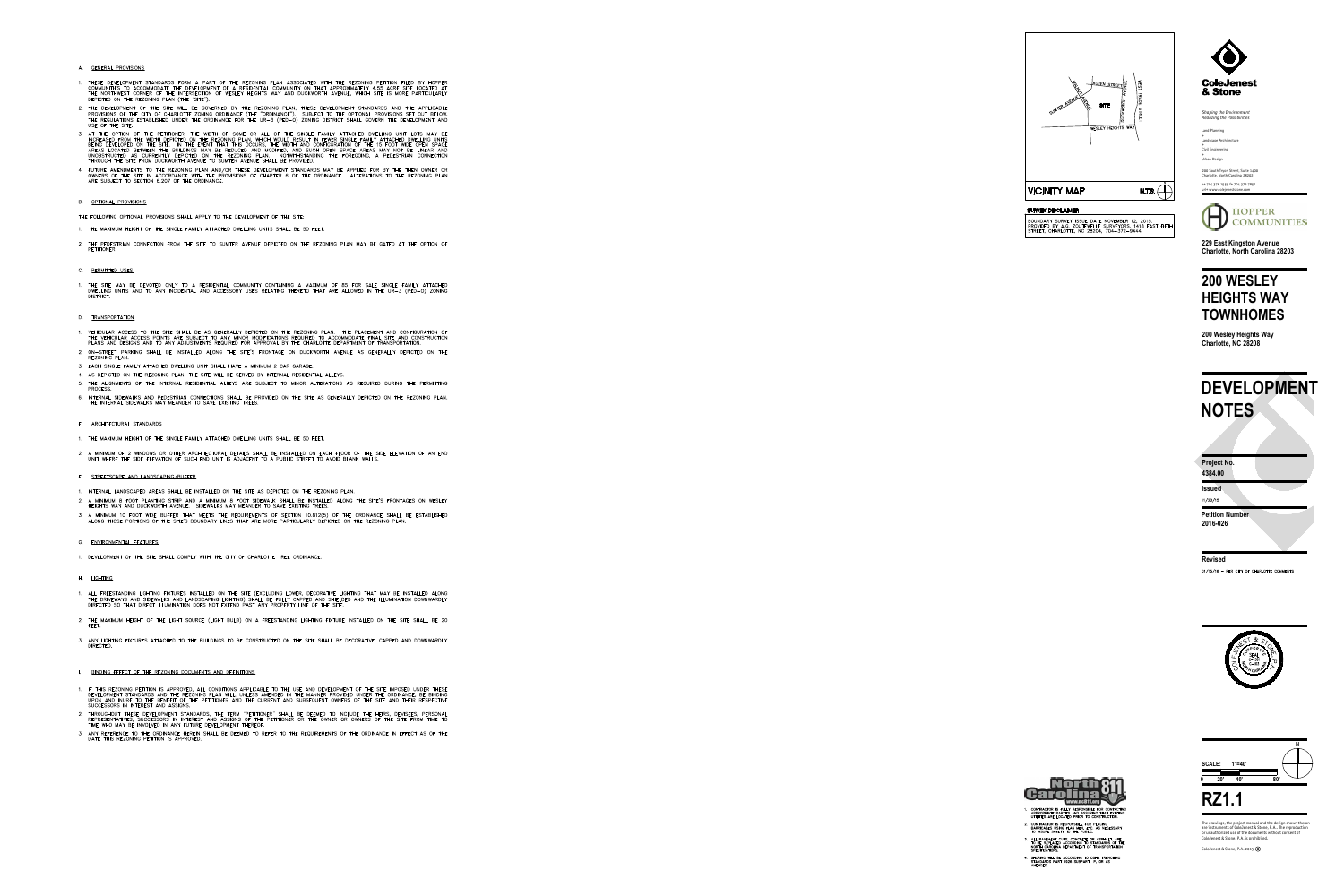## A. GENERAL PROVISIONS

1. THESE DEVELOPMENT STANDARDS FORM A PART OF THE REZONING PLAN ASSOCIATED WITH THE REZONING PETITION FILED BY HOPPER COMMUNITIES TO ACCOMMODATE THE DEVELOPMENT OF A RESIDENTIAL COMMUNITY ON THAT APPROXIMATELY 4.55 ACRE SITE LOCATED AT THE NORTHWEST CORNER OF THE INTERSECTION OF WESLEY HEIGHTS WAY AND DUCKWORTH AVENUE, WHICH SITE IS MORE PARTICULARLY DEPICTED ON THE REZONING PLAN (THE "SITE").
2. THE DEVELOPMENT OF THE SITE WILL BE GOVERNED BY THE REZONING PLAN, THESE DEVELOPMENT STANDARDS AND THE APPLICABLE PROVISIONS OF THE CITY OF CHARLOTTE ZONING ORDINANCE (THE "ORDINANCE"). SUBJECT TO THE OPTIONAL PROVISIONS SET OUT BELOW, THE REGULATIONS ESTABLISHED UNDER THE ORDINANCE FOR THE UR-3 (PED-O) ZONING DISTRICT SHALL GOVERN THE DEVELOPMENT AND USE OF THE SITE.
3. AT THE OPTION OF THE PETITIONER, THE WIDTH OF SOME OR ALL OF THE SINGLE FAMILY ATTACHED DWELLING UNIT LOTS MAY BE INCREASED FROM THE WIDTH DEPICTED ON THE REZONING PLAN WHICH WOULD RESULT IN FEWER SINGLE FAMILY ATTACHED DWELLING UNITS BEING DEVELOPED ON THE SITE. IN THE EVENT THAT THIS OCCURS, THE WIDTH AND CONFIGURATION OF THE 10 FOOT WIDE OPEN SPACE AREAS LOCATED BETWEEN THE BUILDINGS MAY BE REDUCED AND MODIFIED, AND SUCH OPEN SPACE AREAS MAY NOT BE LINEAR AND UNOBSTRUCTED AS CURRENTLY DEPICTED ON THE REZONING PLAN. NOTWITHSTANDING THE FOREGOING, A PEDESTRIAN CONNECTION THROUGH THE SITE FROM DUCKWORTH AVENUE TO SUMTER AVENUE SHALL BE PROVIDED.
4. FUTURE AMENDMENTS TO THE REZONING PLAN AND/OR THESE DEVELOPMENT STANDARDS MAY BE APPLIED FOR BY THE THEN OWNER OR OWNERS OF THE SITE IN ACCORDANCE WITH THE PROVISIONS OF CHAPTER 6 OF THE ORDINANCE. ALTERATIONS TO THE REZONING PLAN ARE SUBJECT TO SECTION 6.207 OF THE ORDINANCE.

## B. OPTIONAL PROVISIONS

THE FOLLOWING OPTIONAL PROVISIONS SHALL APPLY TO THE DEVELOPMENT OF THE SITE:

1. THE MAXIMUM HEIGHT OF THE SINGLE FAMILY ATTACHED DWELLING UNITS SHALL BE 50 FEET.
2. THE PEDESTRIAN CONNECTION FROM THE SITE TO SUMTER AVENUE DEPICTED ON THE REZONING PLAN MAY BE GATED AT THE OPTION OF PETITIONER.

## C. PERMITTED USES

1. THE SITE MAY BE DEVOTED ONLY TO A RESIDENTIAL COMMUNITY CONTAINING A MAXIMUM OF 85 FOR SALE SINGLE FAMILY ATTACHED DWELLING UNITS AND TO ANY INCIDENTAL AND ACCESSORY USES RELATING THERETO THAT ARE ALLOWED IN THE UR-3 (PED-O) ZONING DISTRICT.

## D. TRANSPORTATION

1. VEHICULAR ACCESS TO THE SITE SHALL BE AS GENERALLY DEPICTED ON THE REZONING PLAN. THE PLACEMENT AND CONFIGURATION OF THE VEHICULAR ACCESS POINTS ARE SUBJECT TO ANY MINOR MODIFICATIONS REQUIRED TO ACCOMMODATE FINAL SITE AND CONSTRUCTION PLANS AND DESIGNS AND TO ANY ADJUSTMENTS REQUIRED FOR APPROVAL BY THE CHARLOTTE DEPARTMENT OF TRANSPORTATION.
2. ON-STREET PARKING SHALL BE INSTALLED ALONG THE SITE'S FRONTAGE ON DUCKWORTH AVENUE AS GENERALLY DEPICTED ON THE REZONING PLAN.
3. EACH SINGLE FAMILY ATTACHED DWELLING UNIT SHALL HAVE A MINIMUM 2 CAR GARAGE.
4. AS DEPICTED ON THE REZONING PLAN, THE SITE WILL BE SERVED BY INTERNAL RESIDENTIAL ALLEYS.
5. THE ALIGNMENTS OF THE INTERNAL RESIDENTIAL ALLEYS ARE SUBJECT TO MINOR ALTERATIONS AS REQUIRED DURING THE PERMITTING PROCESS.
6. INTERNAL SIDEWALKS AND PEDESTRIAN CONNECTIONS SHALL BE PROVIDED ON THE SITE AS GENERALLY DEPICTED ON THE REZONING PLAN. THE INTERNAL SIDEWALKS MAY MEANDER TO SAVE EXISTING TREES.

## E. ARCHITECTURAL STANDARDS

1. THE MAXIMUM HEIGHT OF THE SINGLE FAMILY ATTACHED DWELLING UNITS SHALL BE 50 FEET.
2. A MINIMUM OF 2 WINDOWS OR OTHER ARCHITECTURAL DETAILS SHALL BE INSTALLED ON EACH FLOOR OF THE SIDE ELEVATION OF AN END UNIT WHERE THE SIDE ELEVATION OF SUCH END UNIT IS ADJACENT TO A PUBLIC STREET TO AVOID BLANK WALLS.

## F. STREETSCAPE AND LANDSCAPING/BUFFER

1. INTERNAL LANDSCAPED AREAS SHALL BE INSTALLED ON THE SITE AS DEPICTED ON THE REZONING PLAN.
2. A MINIMUM 8 FOOT PLANTING STRIP AND A MINIMUM 8 FOOT SIDEWALK SHALL BE INSTALLED ALONG THE SITE'S FRONTAGES ON WESLEY HEIGHTS WAY AND DUCKWORTH AVENUE. SIDEWALKS MAY MEANDER TO SAVE EXISTING TREES.
3. A MINIMUM 10 FOOT WIDE BUFFER THAT MEETS THE REQUIREMENTS OF SECTION 10.812(5) OF THE ORDINANCE SHALL BE ESTABLISHED ALONG THOSE PORTIONS OF THE SITE'S BOUNDARY LINES THAT ARE MORE PARTICULARLY DEPICTED ON THE REZONING PLAN.

## G. ENVIRONMENTAL FEATURES

1. DEVELOPMENT OF THE SITE SHALL COMPLY WITH THE CITY OF CHARLOTTE TREE ORDINANCE.

## H. LIGHTING

1. ALL FREESTANDING LIGHTING FIXTURES INSTALLED ON THE SITE (EXCLUDING LOWER, DECORATIVE LIGHTING THAT MAY BE INSTALLED ALONG THE DRIVEWAYS AND SIDEWALKS AND LANDSCAPING LIGHTING) SHALL BE FULLY CAPPED AND SHIELDED AND THE ILLUMINATION DOWNWARDLY DIRECTED SO THAT DIRECT ILLUMINATION DOES NOT EXTEND PAST ANY PROPERTY LINE OF THE SITE.
2. THE MAXIMUM HEIGHT OF THE LIGHT SOURCE (LIGHT BULB) ON A FREESTANDING LIGHTING FIXTURE INSTALLED ON THE SITE SHALL BE 20 FEET.
3. ANY LIGHTING FIXTURES ATTACHED TO THE BUILDINGS TO BE CONSTRUCTED ON THE SITE SHALL BE DECORATIVE, CAPPED AND DOWNWARDLY DIRECTED.

## I. BINDING EFFECT OF THE REZONING DOCUMENTS AND DEFINITIONS

1. IF THIS REZONING PETITION IS APPROVED, ALL CONDITIONS APPLICABLE TO THE USE AND DEVELOPMENT OF THE SITE IMPOSED UNDER THESE DEVELOPMENT STANDARDS AND THE REZONING PLAN WILL, UNLESS AMENDED IN THE MANNER PROVIDED UNDER THE ORDINANCE, BE BINDING UPON AND INURE TO THE BENEFIT OF THE PETITIONER AND THE CURRENT AND SUBSEQUENT OWNERS OF THE SITE AND THEIR RESPECTIVE SUCCESSORS IN INTEREST AND ASSIGNS.
2. THROUGHOUT THESE DEVELOPMENT STANDARDS, THE TERM "PETITIONER" SHALL BE DEEMED TO INCLUDE THE HEIRS, DEVISEES, PERSONAL REPRESENTATIVES, SUCCESSORS IN INTEREST AND ASSIGNS OF THE PETITIONER OR THE OWNER OR OWNERS OF THE SITE FROM TIME TO TIME WHO MAY BE INVOLVED IN ANY FUTURE DEVELOPMENT THEREOF.
3. ANY REFERENCE TO THE ORDINANCE HEREIN SHALL BE DEEMED TO REFER TO THE REQUIREMENTS OF THE ORDINANCE IN EFFECT AS OF THE DATE THIS REZONING PETITION IS APPROVED.

---

ALLEN STREET
SUMTER AVENUE
SITE
DUCKWORTH AVENUE
WEST TRADE STREET
WESLEY HEIGHTS WAY

VICINITY MAP N.T.S.

**SURVEY DISCLAIMER**

BOUNDARY SURVEY ISSUE DATE NOVEMBER 12, 2015. PROVIDED BY A.G. ZOUTEWELLE SURVEYORS, 1418 EAST 8TH STREET, CHARLOTTE, NC 28204, 704-372-9444.

---

1. CONTRACTOR IS FULLY RESPONSIBLE FOR CONTACTING APPROPRIATE PARTIES AND ASSURING THAT EXISTING UTILITIES ARE LOCATED PRIOR TO CONSTRUCTION.
2. CONTRACTOR IS RESPONSIBLE FOR PLACING BARRICADES USING FLAG MEN, ETC. AS NECESSARY TO INSURE SAFETY TO THE PUBLIC.
3. ALL PAVEMENT CUTS, CONCRETE OR ASPHALT, ARE TO BE REPAIRED ACCORDING TO STANDARDS OF THE NORTH CAROLINA DEPARTMENT OF TRANSPORTATION SPECIFICATIONS.
4. SHORING WILL BE ACCORDING TO OSHA TRENCHING STANDARDS PART 1926 SUBPART P, OR AS AMENDED.

---

**ColeJenest & Stone**

*Shaping the Environment*
*Realizing the Possibilities*

Land Planning
+
Landscape Architecture
+
Civil Engineering
+
Urban Design

200 South Tryon Street, Suite 1400
Charlotte, North Carolina 28202

p+ 704 376 1555 f+ 704 376 7851
url+ www.colejeneststone.com

**HOPPER COMMUNITIES**

**229 East Kingston Avenue**
**Charlotte, North Carolina 28203**

# 200 WESLEY HEIGHTS WAY TOWNHOMES

**200 Wesley Heights Way**
**Charlotte, NC 28208**

# DEVELOPMENT NOTES

**Project No.**
4384.00

**Issued**
11/20/15

**Petition Number**
2016-026

**Revised**

01/15/16 - PER CITY OF CHARLOTTE COMMENTS

**SCALE: 1"=40'**

0 20' 40' 80'

N

# RZ1.1

The drawings, the project manual and the design shown theron are instruments of ColeJenest & Stone, P.A.. The reproduction or unauthorized use of the documents without consent of ColeJenest & Stone, P.A. is prohibited.

ColeJenest & Stone, P.A. 2015 ©